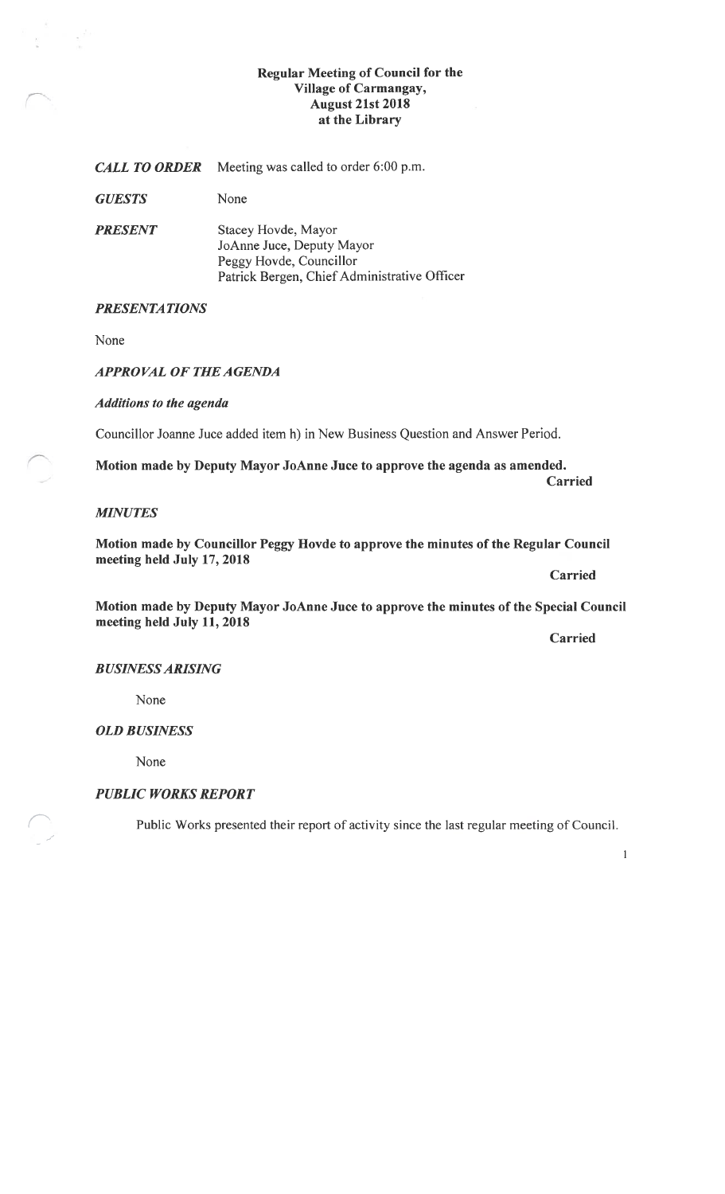**Regular Meeting of Council for the Village of Carmangay, August 21st 2018 at the Library**

***CALL TO ORDER*** Meeting was called to order 6:00 p.m.

***GUESTS*** None

***PRESENT*** Stacey Hovde, Mayor
JoAnne Juce, Deputy Mayor
Peggy Hovde, Councillor
Patrick Bergen, Chief Administrative Officer

***PRESENTATIONS***

None

***APPROVAL OF THE AGENDA***

***Additions to the agenda***

Councillor Joanne Juce added item h) in New Business Question and Answer Period.

**Motion made by Deputy Mayor JoAnne Juce to approve the agenda as amended.**

**Carried**

***MINUTES***

**Motion made by Councillor Peggy Hovde to approve the minutes of the Regular Council meeting held July 17, 2018**

**Carried**

**Motion made by Deputy Mayor JoAnne Juce to approve the minutes of the Special Council meeting held July 11, 2018**

**Carried**

***BUSINESS ARISING***

None

***OLD BUSINESS***

None

***PUBLIC WORKS REPORT***

Public Works presented their report of activity since the last regular meeting of Council.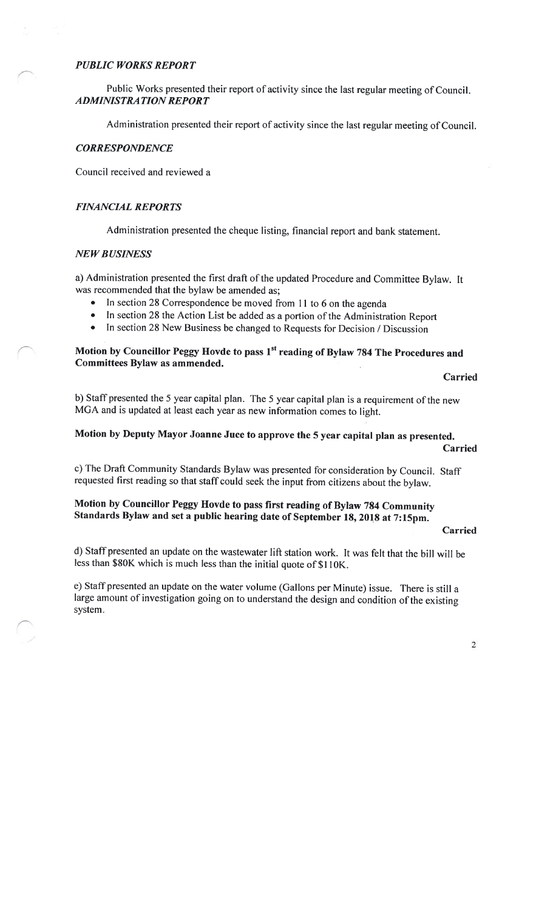### *PUBLIC WORKS REPORT*

Public Works presented their report of activity since the last regular meeting of Council.

### *ADMINISTRATION REPORT*

Administration presented their report of activity since the last regular meeting of Council.

### *CORRESPONDENCE*

Council received and reviewed a

### *FINANCIAL REPORTS*

Administration presented the cheque listing, financial report and bank statement.

### *NEW BUSINESS*

a) Administration presented the first draft of the updated Procedure and Committee Bylaw. It was recommended that the bylaw be amended as;

- In section 28 Correspondence be moved from 11 to 6 on the agenda
- In section 28 the Action List be added as a portion of the Administration Report
- In section 28 New Business be changed to Requests for Decision / Discussion

**Motion by Councillor Peggy Hovde to pass 1st reading of Bylaw 784 The Procedures and Committees Bylaw as ammended.**

**Carried**

b) Staff presented the 5 year capital plan. The 5 year capital plan is a requirement of the new MGA and is updated at least each year as new information comes to light.

**Motion by Deputy Mayor Joanne Juce to approve the 5 year capital plan as presented.**

**Carried**

c) The Draft Community Standards Bylaw was presented for consideration by Council. Staff requested first reading so that staff could seek the input from citizens about the bylaw.

**Motion by Councillor Peggy Hovde to pass first reading of Bylaw 784 Community Standards Bylaw and set a public hearing date of September 18, 2018 at 7:15pm.**

**Carried**

d) Staff presented an update on the wastewater lift station work. It was felt that the bill will be less than $80K which is much less than the initial quote of $110K.

e) Staff presented an update on the water volume (Gallons per Minute) issue. There is still a large amount of investigation going on to understand the design and condition of the existing system.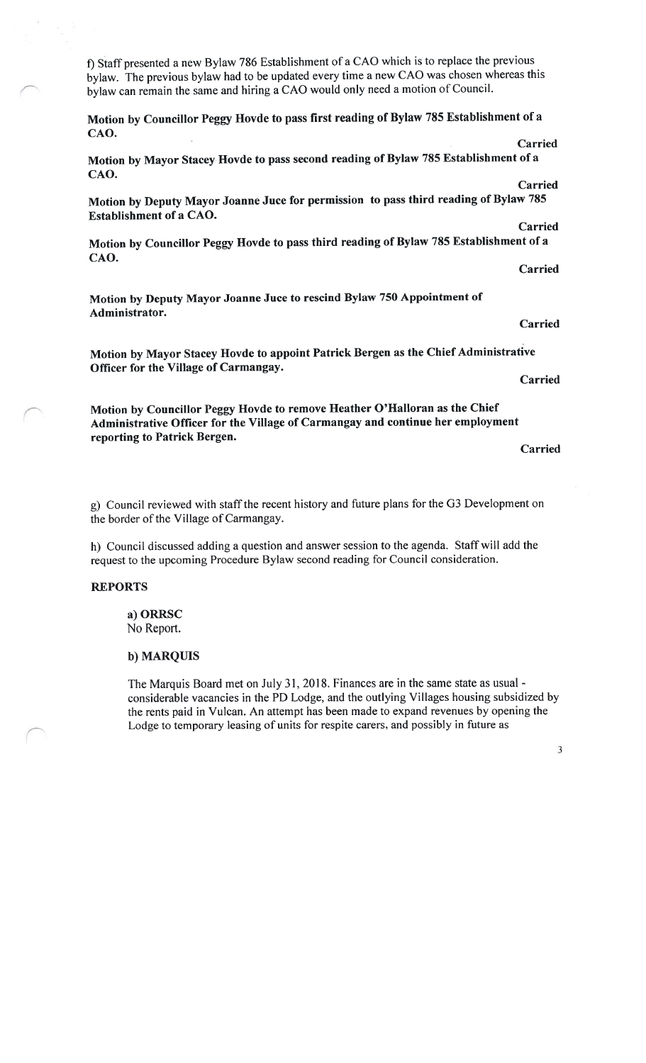f) Staff presented a new Bylaw 786 Establishment of a CAO which is to replace the previous bylaw. The previous bylaw had to be updated every time a new CAO was chosen whereas this bylaw can remain the same and hiring a CAO would only need a motion of Council.

**Motion by Councillor Peggy Hovde to pass first reading of Bylaw 785 Establishment of a CAO.**

**Carried**

**Motion by Mayor Stacey Hovde to pass second reading of Bylaw 785 Establishment of a CAO.**

**Carried**

**Motion by Deputy Mayor Joanne Juce for permission to pass third reading of Bylaw 785 Establishment of a CAO.**

**Carried**

**Motion by Councillor Peggy Hovde to pass third reading of Bylaw 785 Establishment of a CAO.**

**Carried**

**Motion by Deputy Mayor Joanne Juce to rescind Bylaw 750 Appointment of Administrator.**

**Carried**

**Motion by Mayor Stacey Hovde to appoint Patrick Bergen as the Chief Administrative Officer for the Village of Carmangay.**

**Carried**

**Motion by Councillor Peggy Hovde to remove Heather O'Halloran as the Chief Administrative Officer for the Village of Carmangay and continue her employment reporting to Patrick Bergen.**

**Carried**

g) Council reviewed with staff the recent history and future plans for the G3 Development on the border of the Village of Carmangay.

h) Council discussed adding a question and answer session to the agenda. Staff will add the request to the upcoming Procedure Bylaw second reading for Council consideration.

## REPORTS

**a) ORRSC**
No Report.

**b) MARQUIS**

The Marquis Board met on July 31, 2018. Finances are in the same state as usual - considerable vacancies in the PD Lodge, and the outlying Villages housing subsidized by the rents paid in Vulcan. An attempt has been made to expand revenues by opening the Lodge to temporary leasing of units for respite carers, and possibly in future as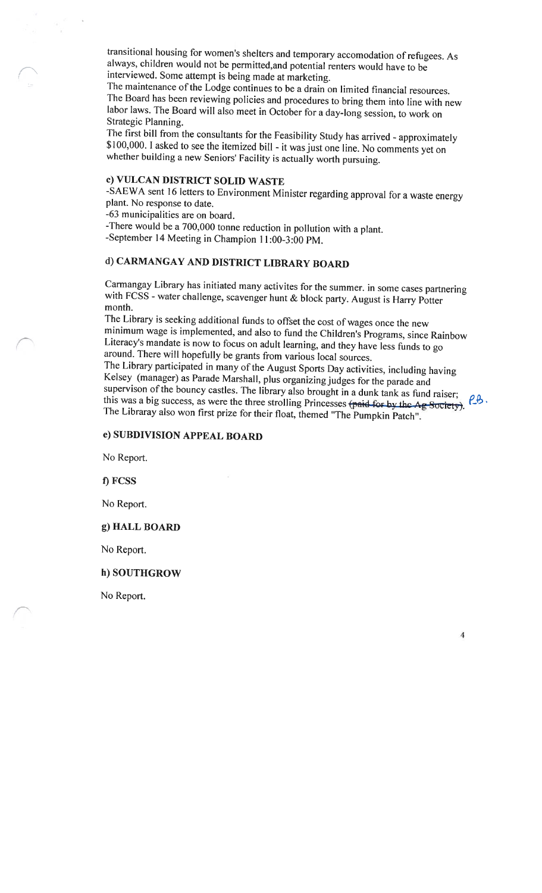transitional housing for women's shelters and temporary accomodation of refugees. As always, children would not be permitted,and potential renters would have to be interviewed. Some attempt is being made at marketing.
The maintenance of the Lodge continues to be a drain on limited financial resources.
The Board has been reviewing policies and procedures to bring them into line with new labor laws. The Board will also meet in October for a day-long session, to work on Strategic Planning.
The first bill from the consultants for the Feasibility Study has arrived - approximately $100,000. I asked to see the itemized bill - it was just one line. No comments yet on whether building a new Seniors' Facility is actually worth pursuing.

### c) VULCAN DISTRICT SOLID WASTE

-SAEWA sent 16 letters to Environment Minister regarding approval for a waste energy plant. No response to date.
-63 municipalities are on board.
-There would be a 700,000 tonne reduction in pollution with a plant.
-September 14 Meeting in Champion 11:00-3:00 PM.

### d) CARMANGAY AND DISTRICT LIBRARY BOARD

Carmangay Library has initiated many activites for the summer. in some cases partnering with FCSS - water challenge, scavenger hunt & block party. August is Harry Potter month.
The Library is seeking additional funds to offset the cost of wages once the new minimum wage is implemented, and also to fund the Children's Programs, since Rainbow Literacy's mandate is now to focus on adult learning, and they have less funds to go around. There will hopefully be grants from various local sources.
The Library participated in many of the August Sports Day activities, including having Kelsey (manager) as Parade Marshall, plus organizing judges for the parade and supervison of the bouncy castles. The library also brought in a dunk tank as fund raiser; this was a big success, as were the three strolling Princesses ~~(paid for by the Ag Society)~~. P.B.
The Libraray also won first prize for their float, themed "The Pumpkin Patch".

### e) SUBDIVISION APPEAL BOARD

No Report.

### f) FCSS

No Report.

### g) HALL BOARD

No Report.

### h) SOUTHGROW

No Report.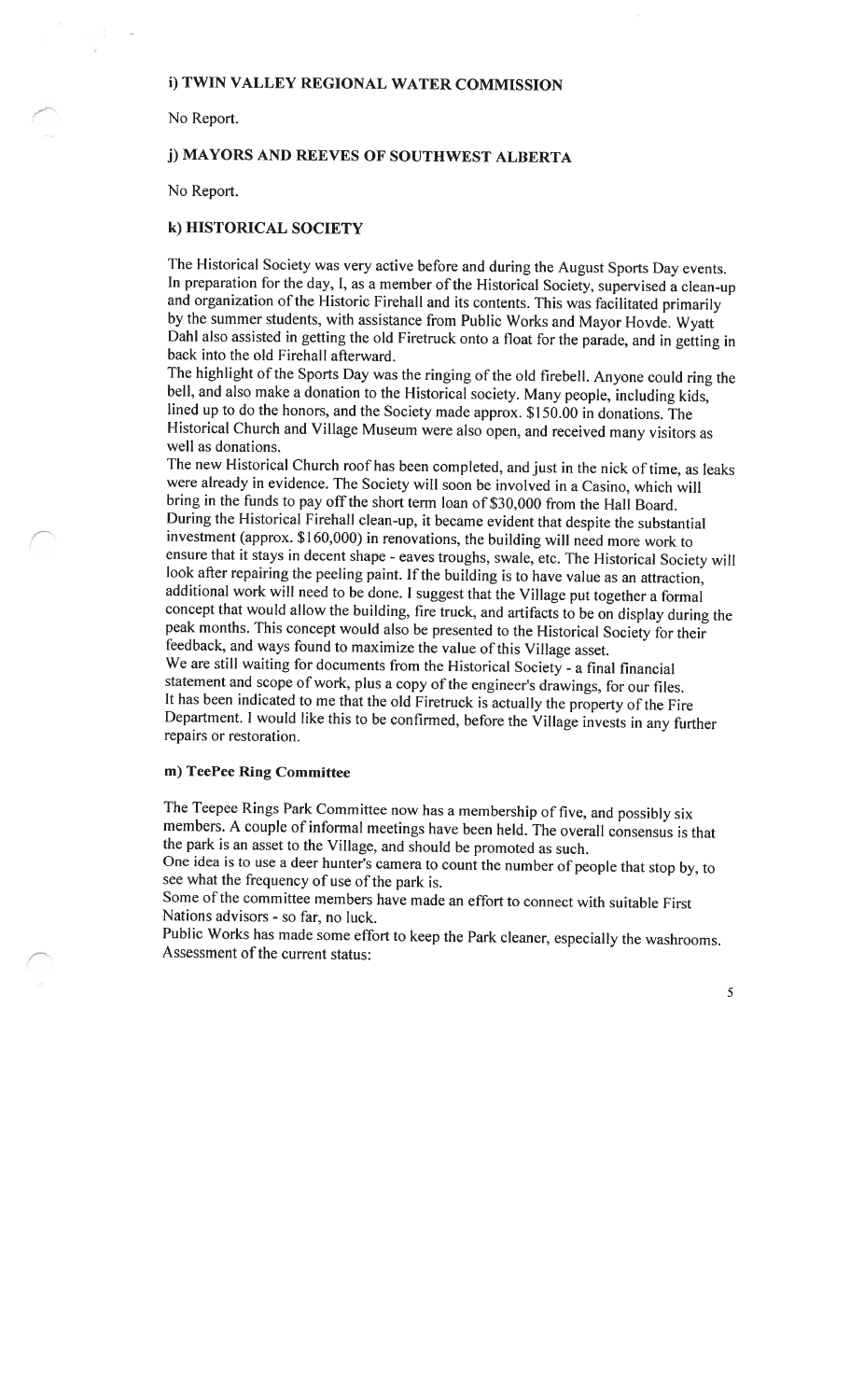### i) TWIN VALLEY REGIONAL WATER COMMISSION

No Report.

### j) MAYORS AND REEVES OF SOUTHWEST ALBERTA

No Report.

### k) HISTORICAL SOCIETY

The Historical Society was very active before and during the August Sports Day events. In preparation for the day, I, as a member of the Historical Society, supervised a clean-up and organization of the Historic Firehall and its contents. This was facilitated primarily by the summer students, with assistance from Public Works and Mayor Hovde. Wyatt Dahl also assisted in getting the old Firetruck onto a float for the parade, and in getting in back into the old Firehall afterward.

The highlight of the Sports Day was the ringing of the old firebell. Anyone could ring the bell, and also make a donation to the Historical society. Many people, including kids, lined up to do the honors, and the Society made approx. $150.00 in donations. The Historical Church and Village Museum were also open, and received many visitors as well as donations.

The new Historical Church roof has been completed, and just in the nick of time, as leaks were already in evidence. The Society will soon be involved in a Casino, which will bring in the funds to pay off the short term loan of $30,000 from the Hall Board.

During the Historical Firehall clean-up, it became evident that despite the substantial investment (approx. $160,000) in renovations, the building will need more work to ensure that it stays in decent shape - eaves troughs, swale, etc. The Historical Society will look after repairing the peeling paint. If the building is to have value as an attraction, additional work will need to be done. I suggest that the Village put together a formal concept that would allow the building, fire truck, and artifacts to be on display during the peak months. This concept would also be presented to the Historical Society for their feedback, and ways found to maximize the value of this Village asset.

We are still waiting for documents from the Historical Society - a final financial statement and scope of work, plus a copy of the engineer's drawings, for our files.

It has been indicated to me that the old Firetruck is actually the property of the Fire Department. I would like this to be confirmed, before the Village invests in any further repairs or restoration.

### m) TeePee Ring Committee

The Teepee Rings Park Committee now has a membership of five, and possibly six members. A couple of informal meetings have been held. The overall consensus is that the park is an asset to the Village, and should be promoted as such.

One idea is to use a deer hunter's camera to count the number of people that stop by, to see what the frequency of use of the park is.

Some of the committee members have made an effort to connect with suitable First Nations advisors - so far, no luck.

Public Works has made some effort to keep the Park cleaner, especially the washrooms.

Assessment of the current status: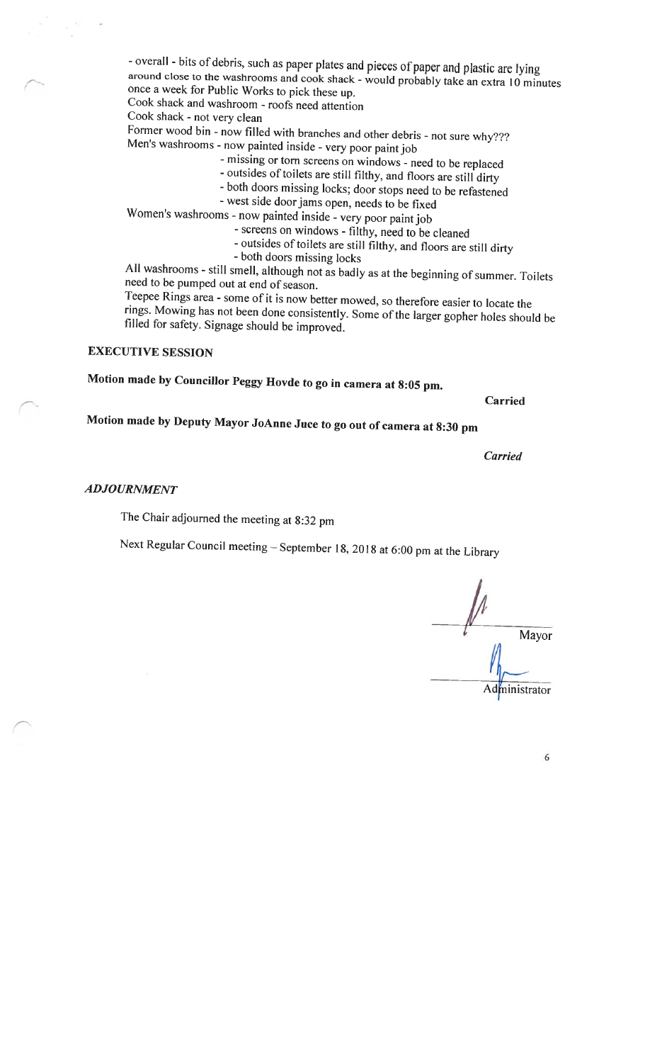- overall - bits of debris, such as paper plates and pieces of paper and plastic are lying around close to the washrooms and cook shack - would probably take an extra 10 minutes once a week for Public Works to pick these up.

Cook shack and washroom - roofs need attention

Cook shack - not very clean

Former wood bin - now filled with branches and other debris - not sure why???

Men's washrooms - now painted inside - very poor paint job
- missing or torn screens on windows - need to be replaced
- outsides of toilets are still filthy, and floors are still dirty
- both doors missing locks; door stops need to be refastened
- west side door jams open, needs to be fixed

Women's washrooms - now painted inside - very poor paint job
- screens on windows - filthy, need to be cleaned
- outsides of toilets are still filthy, and floors are still dirty
- both doors missing locks

All washrooms - still smell, although not as badly as at the beginning of summer. Toilets need to be pumped out at end of season.

Teepee Rings area - some of it is now better mowed, so therefore easier to locate the rings. Mowing has not been done consistently. Some of the larger gopher holes should be filled for safety. Signage should be improved.

## EXECUTIVE SESSION

**Motion made by Councillor Peggy Hovde to go in camera at 8:05 pm.**

**Carried**

**Motion made by Deputy Mayor JoAnne Juce to go out of camera at 8:30 pm**

***Carried***

## *ADJOURNMENT*

The Chair adjourned the meeting at 8:32 pm

Next Regular Council meeting – September 18, 2018 at 6:00 pm at the Library

Mayor

Administrator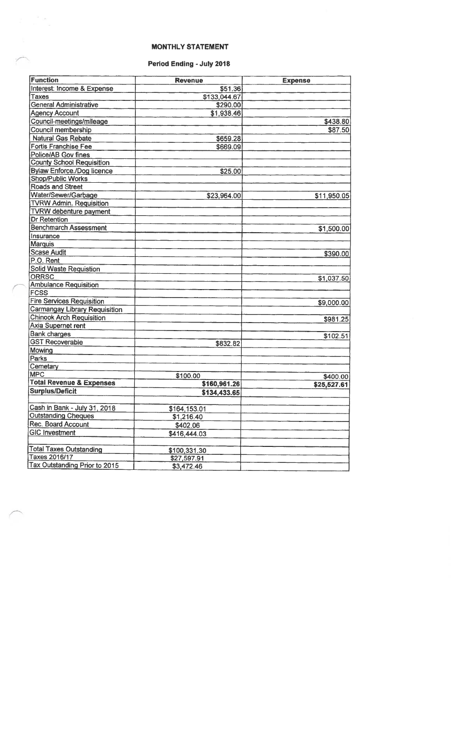**MONTHLY STATEMENT**

**Period Ending - July 2018**

| Function | Revenue | Expense |
|---|---|---|
| Interest: Income & Expense | $51.36 | |
| Taxes | $133,044.67 | |
| General Administrative | $290.00 | |
| Agency Account | $1,938.46 | |
| Council-meetings/mileage | | $438.80 |
| Council membership | | $87.50 |
| Natural Gas Rebate | $659.28 | |
| Fortis Franchise Fee | $669.09 | |
| Police/AB Gov fines | | |
| County School Requisition | | |
| Bylaw Enforce./Dog licence | $25.00 | |
| Shop/Public Works | | |
| Roads and Street | | |
| Water/Sewer/Garbage | $23,964.00 | $11,950.05 |
| TVRW Admin. Requisition | | |
| TVRW debenture payment | | |
| Dr Retention | | |
| Benchmarch Assessment | | $1,500.00 |
| Insurance | | |
| Marquis | | |
| Scase Audit | | $390.00 |
| P.O. Rent | | |
| Solid Waste Requistion | | |
| ORRSC | | $1,037.50 |
| Ambulance Requisition | | |
| FCSS | | |
| Fire Services Requisition | | $9,000.00 |
| Carmangay Library Requisition | | |
| Chinook Arch Requisition | | $981.25 |
| Axia Supernet rent | | |
| Bank charges | | $102.51 |
| GST Recoverable | $832.82 | |
| Mowing | | |
| Parks | | |
| Cemetary | | |
| MPC | $100.00 | $400.00 |
| **Total Revenue & Expenses** | **$160,961.26** | **$25,527.61** |
| **Surplus/Deficit** | **$134,433.65** | |
| | | |
| Cash in Bank - July 31, 2018 | $164,153.01 | |
| Outstanding Cheques | $1,216.40 | |
| Rec. Board Account | $402.06 | |
| GIC Investment | $416,444.03 | |
| | | |
| Total Taxes Outstanding | $100,331.30 | |
| Taxes 2016/17 | $27,597.91 | |
| Tax Outstanding Prior to 2015 | $3,472.46 | |